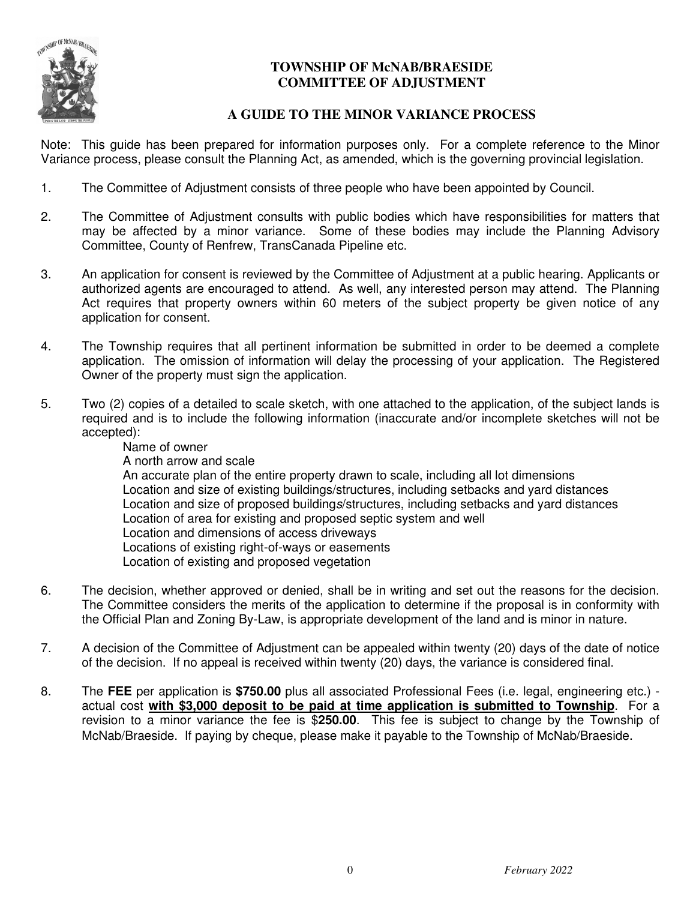# TOWNSHIP OF McNAB/BRAESIDE
# COMMITTEE OF ADJUSTMENT

## A GUIDE TO THE MINOR VARIANCE PROCESS

Note: This guide has been prepared for information purposes only. For a complete reference to the Minor Variance process, please consult the Planning Act, as amended, which is the governing provincial legislation.

1. The Committee of Adjustment consists of three people who have been appointed by Council.

2. The Committee of Adjustment consults with public bodies which have responsibilities for matters that may be affected by a minor variance. Some of these bodies may include the Planning Advisory Committee, County of Renfrew, TransCanada Pipeline etc.

3. An application for consent is reviewed by the Committee of Adjustment at a public hearing. Applicants or authorized agents are encouraged to attend. As well, any interested person may attend. The Planning Act requires that property owners within 60 meters of the subject property be given notice of any application for consent.

4. The Township requires that all pertinent information be submitted in order to be deemed a complete application. The omission of information will delay the processing of your application. The Registered Owner of the property must sign the application.

5. Two (2) copies of a detailed to scale sketch, with one attached to the application, of the subject lands is required and is to include the following information (inaccurate and/or incomplete sketches will not be accepted):
   - Name of owner
   - A north arrow and scale
   - An accurate plan of the entire property drawn to scale, including all lot dimensions
   - Location and size of existing buildings/structures, including setbacks and yard distances
   - Location and size of proposed buildings/structures, including setbacks and yard distances
   - Location of area for existing and proposed septic system and well
   - Location and dimensions of access driveways
   - Locations of existing right-of-ways or easements
   - Location of existing and proposed vegetation

6. The decision, whether approved or denied, shall be in writing and set out the reasons for the decision. The Committee considers the merits of the application to determine if the proposal is in conformity with the Official Plan and Zoning By-Law, is appropriate development of the land and is minor in nature.

7. A decision of the Committee of Adjustment can be appealed within twenty (20) days of the date of notice of the decision. If no appeal is received within twenty (20) days, the variance is considered final.

8. The **FEE** per application is **$750.00** plus all associated Professional Fees (i.e. legal, engineering etc.) - actual cost **<u>with $3,000 deposit to be paid at time application is submitted to Township</u>**. For a revision to a minor variance the fee is $**250.00**. This fee is subject to change by the Township of McNab/Braeside. If paying by cheque, please make it payable to the Township of McNab/Braeside.

*February 2022*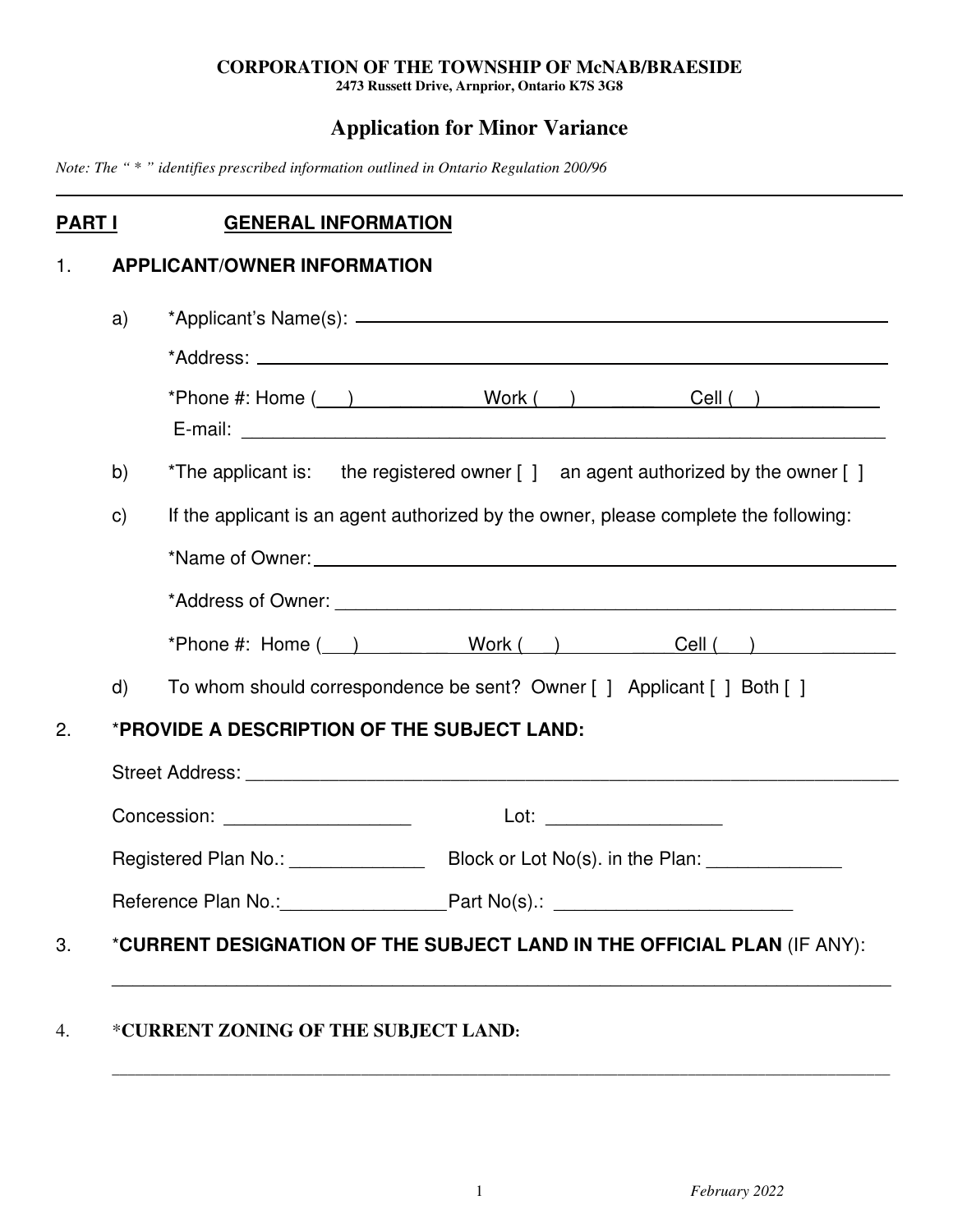**CORPORATION OF THE TOWNSHIP OF McNAB/BRAESIDE**
**2473 Russett Drive, Arnprior, Ontario K7S 3G8**

# Application for Minor Variance

*Note: The " * " identifies prescribed information outlined in Ontario Regulation 200/96*

## PART I GENERAL INFORMATION

### 1. APPLICANT/OWNER INFORMATION

a) *Applicant's Name(s): ______________________________________________

*Address: ______________________________________________

*Phone #: Home ( ) ____________ Work ( ) ____________ Cell ( ) ____________
E-mail: ______________________________________________

b) *The applicant is: the registered owner [ ] an agent authorized by the owner [ ]

c) If the applicant is an agent authorized by the owner, please complete the following:

*Name of Owner: ______________________________________________

*Address of Owner: ______________________________________________

*Phone #: Home ( ) ____________ Work ( ) ____________ Cell ( ) ____________

d) To whom should correspondence be sent? Owner [ ] Applicant [ ] Both [ ]

### 2. *PROVIDE A DESCRIPTION OF THE SUBJECT LAND:

Street Address: ______________________________________________

Concession: __________________ Lot: _________________

Registered Plan No.: _____________ Block or Lot No(s). in the Plan: _____________

Reference Plan No.: ________________ Part No(s).: _______________________

### 3. *CURRENT DESIGNATION OF THE SUBJECT LAND IN THE OFFICIAL PLAN (IF ANY):

______________________________________________

### 4. *CURRENT ZONING OF THE SUBJECT LAND:

______________________________________________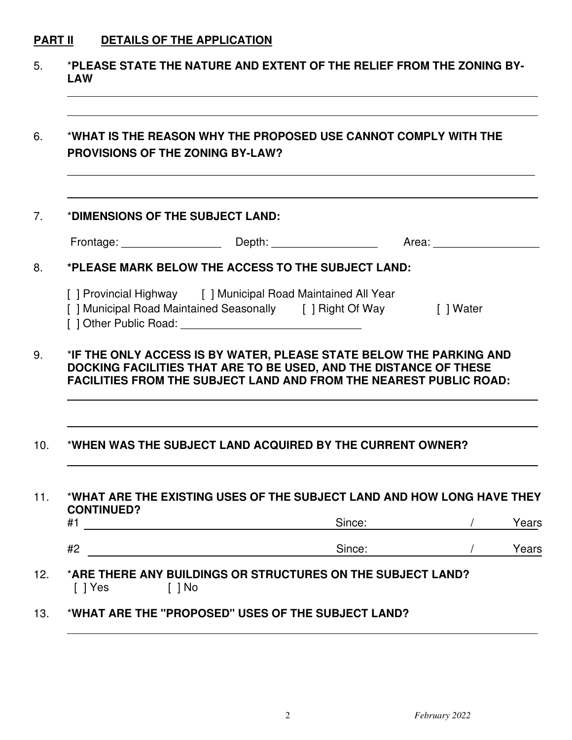## PART II DETAILS OF THE APPLICATION

5. ***PLEASE STATE THE NATURE AND EXTENT OF THE RELIEF FROM THE ZONING BY-LAW**

6. ***WHAT IS THE REASON WHY THE PROPOSED USE CANNOT COMPLY WITH THE PROVISIONS OF THE ZONING BY-LAW?**

7. ***DIMENSIONS OF THE SUBJECT LAND:**

   Frontage: ________________ Depth: _________________ Area: _________________

8. ***PLEASE MARK BELOW THE ACCESS TO THE SUBJECT LAND:**

   [ ] Provincial Highway [ ] Municipal Road Maintained All Year
   [ ] Municipal Road Maintained Seasonally [ ] Right Of Way [ ] Water
   [ ] Other Public Road: ______________________________

9. ***IF THE ONLY ACCESS IS BY WATER, PLEASE STATE BELOW THE PARKING AND DOCKING FACILITIES THAT ARE TO BE USED, AND THE DISTANCE OF THESE FACILITIES FROM THE SUBJECT LAND AND FROM THE NEAREST PUBLIC ROAD:**

10. ***WHEN WAS THE SUBJECT LAND ACQUIRED BY THE CURRENT OWNER?**

11. ***WHAT ARE THE EXISTING USES OF THE SUBJECT LAND AND HOW LONG HAVE THEY CONTINUED?**

    #1 ______________________ Since: __________ / ______ Years

    #2 ______________________ Since: __________ / ______ Years

12. ***ARE THERE ANY BUILDINGS OR STRUCTURES ON THE SUBJECT LAND?**
    [ ] Yes [ ] No

13. ***WHAT ARE THE "PROPOSED" USES OF THE SUBJECT LAND?**

*February 2022*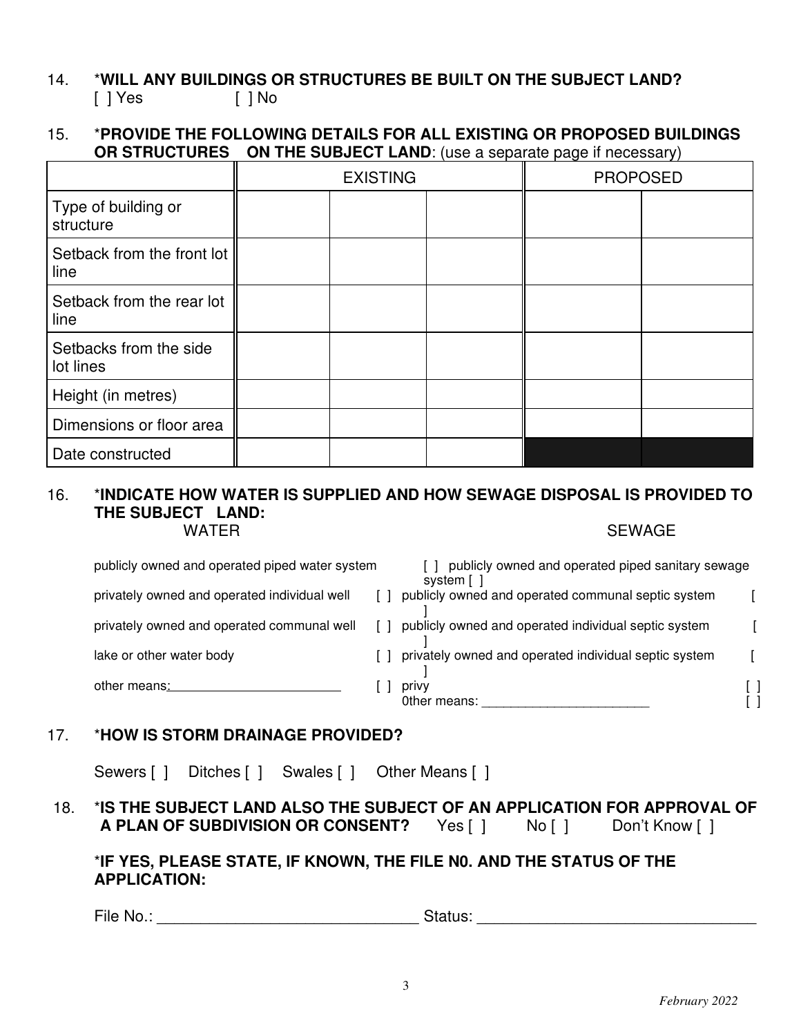14. ***WILL ANY BUILDINGS OR STRUCTURES BE BUILT ON THE SUBJECT LAND?**
    [ ] Yes [ ] No

15. ***PROVIDE THE FOLLOWING DETAILS FOR ALL EXISTING OR PROPOSED BUILDINGS OR STRUCTURES ON THE SUBJECT LAND**: (use a separate page if necessary)

| | EXISTING | | | PROPOSED | |
|---|---|---|---|---|---|
| Type of building or structure | | | | | |
| Setback from the front lot line | | | | | |
| Setback from the rear lot line | | | | | |
| Setbacks from the side lot lines | | | | | |
| Height (in metres) | | | | | |
| Dimensions or floor area | | | | | |
| Date constructed | | | | | |

16. ***INDICATE HOW WATER IS SUPPLIED AND HOW SEWAGE DISPOSAL IS PROVIDED TO THE SUBJECT LAND:**

| WATER | | SEWAGE | |
|---|---|---|---|
| publicly owned and operated piped water system | [ ] | publicly owned and operated piped sanitary sewage system | [ ] |
| privately owned and operated individual well | [ ] | publicly owned and operated communal septic system | [ ] |
| privately owned and operated communal well | [ ] | publicly owned and operated individual septic system | [ ] |
| lake or other water body | [ ] | privately owned and operated individual septic system | [ ] |
| other means:_______________________ | [ ] | privy | [ ] |
| | | 0ther means: _______________________ | [ ] |

17. ***HOW IS STORM DRAINAGE PROVIDED?**

    Sewers [ ] Ditches [ ] Swales [ ] Other Means [ ]

18. ***IS THE SUBJECT LAND ALSO THE SUBJECT OF AN APPLICATION FOR APPROVAL OF A PLAN OF SUBDIVISION OR CONSENT?** Yes [ ] No [ ] Don't Know [ ]

    ***IF YES, PLEASE STATE, IF KNOWN, THE FILE N0. AND THE STATUS OF THE APPLICATION:**

    File No.: ______________________________ Status: ________________________________

*February 2022*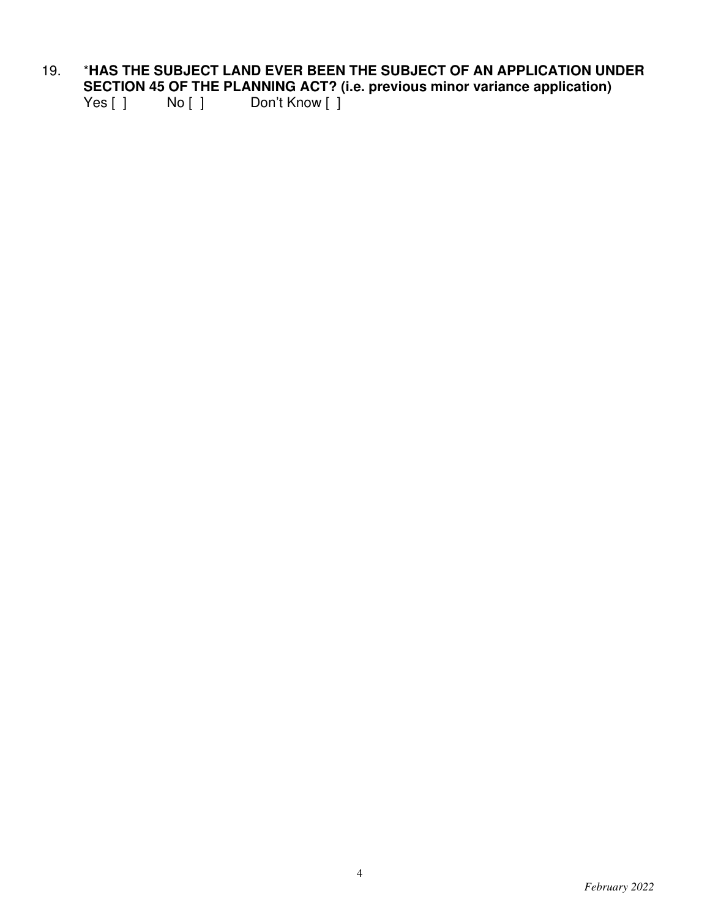19. ***HAS THE SUBJECT LAND EVER BEEN THE SUBJECT OF AN APPLICATION UNDER SECTION 45 OF THE PLANNING ACT? (i.e. previous minor variance application)**

    Yes [ ]          No [ ]          Don't Know [ ]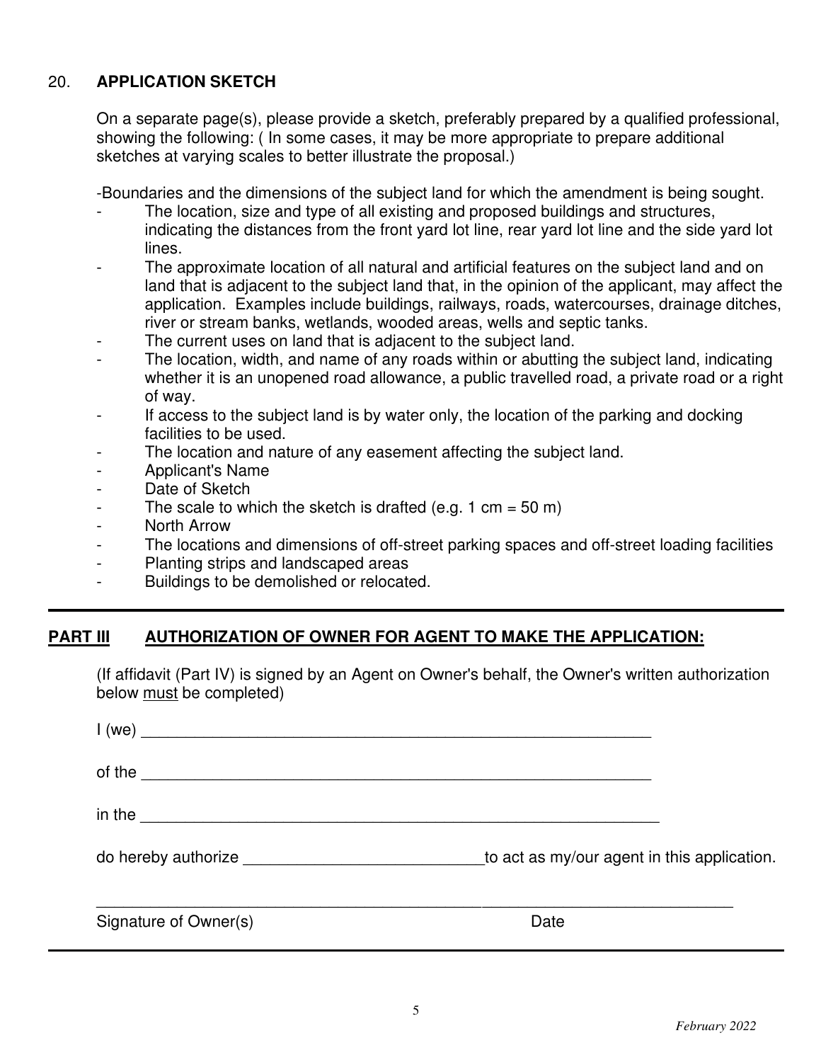## 20. APPLICATION SKETCH

On a separate page(s), please provide a sketch, preferably prepared by a qualified professional, showing the following: ( In some cases, it may be more appropriate to prepare additional sketches at varying scales to better illustrate the proposal.)

-Boundaries and the dimensions of the subject land for which the amendment is being sought.

- The location, size and type of all existing and proposed buildings and structures, indicating the distances from the front yard lot line, rear yard lot line and the side yard lot lines.
- The approximate location of all natural and artificial features on the subject land and on land that is adjacent to the subject land that, in the opinion of the applicant, may affect the application. Examples include buildings, railways, roads, watercourses, drainage ditches, river or stream banks, wetlands, wooded areas, wells and septic tanks.
- The current uses on land that is adjacent to the subject land.
- The location, width, and name of any roads within or abutting the subject land, indicating whether it is an unopened road allowance, a public travelled road, a private road or a right of way.
- If access to the subject land is by water only, the location of the parking and docking facilities to be used.
- The location and nature of any easement affecting the subject land.
- Applicant's Name
- Date of Sketch
- The scale to which the sketch is drafted (e.g. 1 cm = 50 m)
- North Arrow
- The locations and dimensions of off-street parking spaces and off-street loading facilities
- Planting strips and landscaped areas
- Buildings to be demolished or relocated.

---

## PART III AUTHORIZATION OF OWNER FOR AGENT TO MAKE THE APPLICATION:

(If affidavit (Part IV) is signed by an Agent on Owner's behalf, the Owner's written authorization below must be completed)

I (we) ____________________________________________________________

of the ____________________________________________________________

in the ____________________________________________________________

do hereby authorize ___________________________to act as my/our agent in this application.

______________________________________________ ____________________________

Signature of Owner(s) Date

---

*February 2022*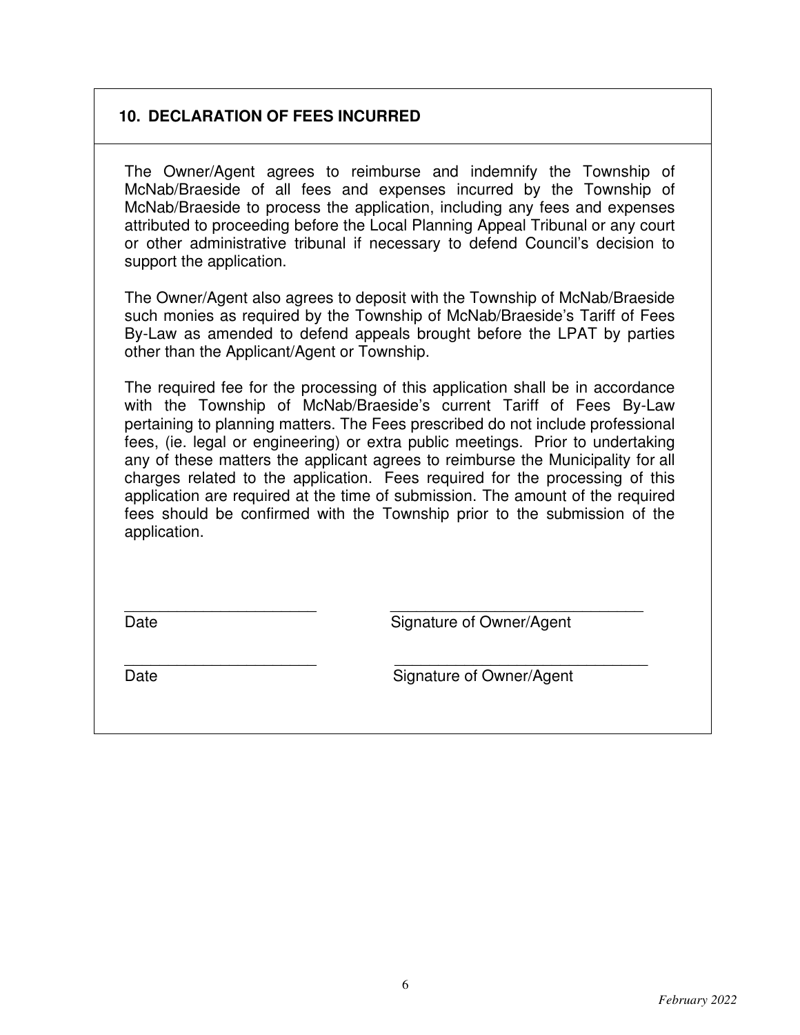## 10. DECLARATION OF FEES INCURRED

The Owner/Agent agrees to reimburse and indemnify the Township of McNab/Braeside of all fees and expenses incurred by the Township of McNab/Braeside to process the application, including any fees and expenses attributed to proceeding before the Local Planning Appeal Tribunal or any court or other administrative tribunal if necessary to defend Council's decision to support the application.

The Owner/Agent also agrees to deposit with the Township of McNab/Braeside such monies as required by the Township of McNab/Braeside's Tariff of Fees By-Law as amended to defend appeals brought before the LPAT by parties other than the Applicant/Agent or Township.

The required fee for the processing of this application shall be in accordance with the Township of McNab/Braeside's current Tariff of Fees By-Law pertaining to planning matters. The Fees prescribed do not include professional fees, (ie. legal or engineering) or extra public meetings. Prior to undertaking any of these matters the applicant agrees to reimburse the Municipality for all charges related to the application. Fees required for the processing of this application are required at the time of submission. The amount of the required fees should be confirmed with the Township prior to the submission of the application.

\_\_\_\_\_\_\_\_\_\_\_\_\_\_\_\_\_\_\_\_\_\_\_ \_\_\_\_\_\_\_\_\_\_\_\_\_\_\_\_\_\_\_\_\_\_\_\_\_\_\_\_\_\_
Date Signature of Owner/Agent

\_\_\_\_\_\_\_\_\_\_\_\_\_\_\_\_\_\_\_\_\_\_\_ \_\_\_\_\_\_\_\_\_\_\_\_\_\_\_\_\_\_\_\_\_\_\_\_\_\_\_\_\_\_
Date Signature of Owner/Agent

*February 2022*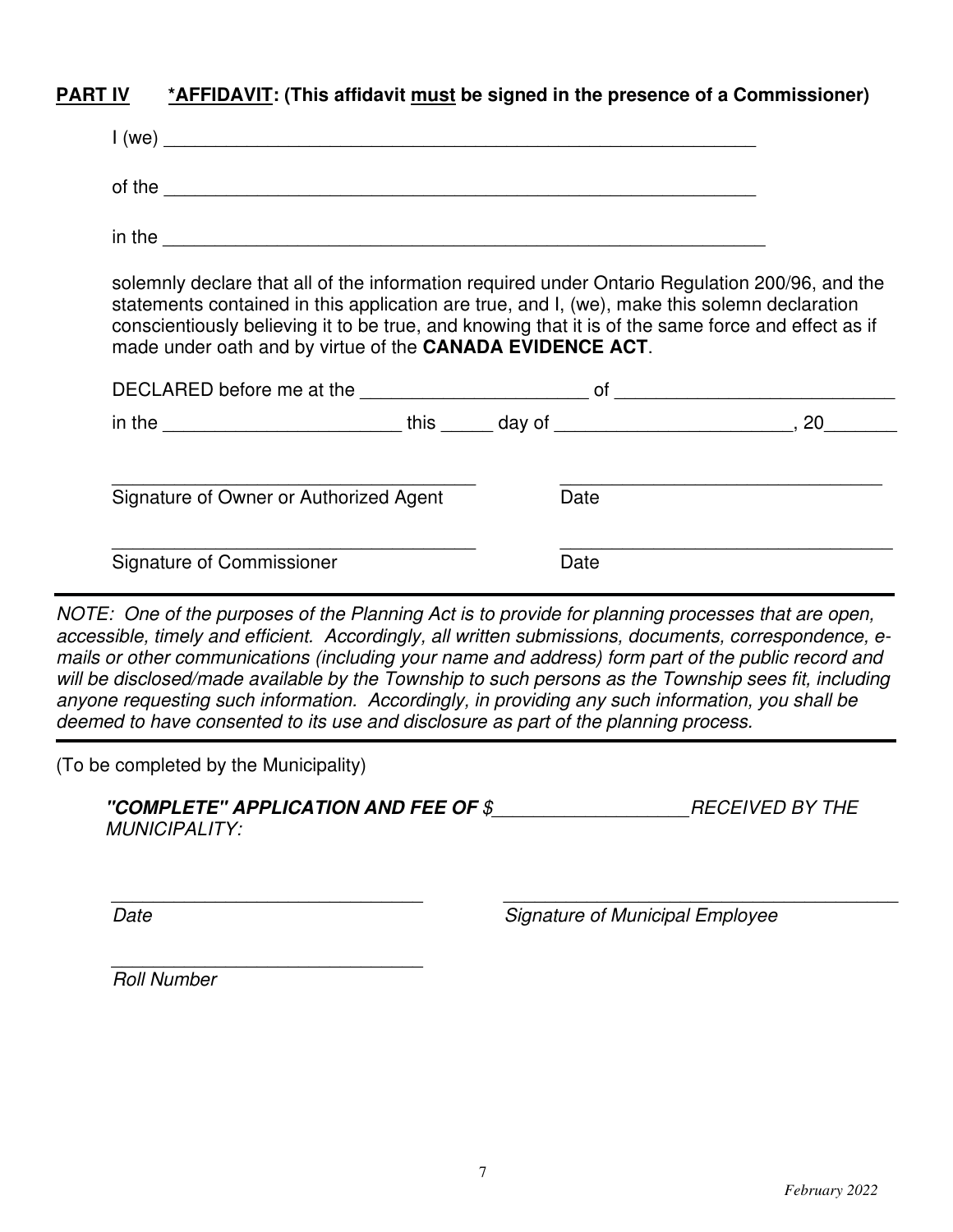**PART IV** **\*AFFIDAVIT: (This affidavit must be signed in the presence of a Commissioner)**

I (we) ____________________________________________________________

of the ____________________________________________________________

in the ____________________________________________________________

solemnly declare that all of the information required under Ontario Regulation 200/96, and the statements contained in this application are true, and I, (we), make this solemn declaration conscientiously believing it to be true, and knowing that it is of the same force and effect as if made under oath and by virtue of the **CANADA EVIDENCE ACT**.

DECLARED before me at the ______________________ of ___________________________

in the _______________________ this _____ day of _______________________, 20_______

_____________________________________ _________________________________

Signature of Owner or Authorized Agent Date

_____________________________________ _________________________________

Signature of Commissioner Date

---

*NOTE: One of the purposes of the Planning Act is to provide for planning processes that are open, accessible, timely and efficient. Accordingly, all written submissions, documents, correspondence, e-mails or other communications (including your name and address) form part of the public record and will be disclosed/made available by the Township to such persons as the Township sees fit, including anyone requesting such information. Accordingly, in providing any such information, you shall be deemed to have consented to its use and disclosure as part of the planning process.*

---

(To be completed by the Municipality)

***"COMPLETE" APPLICATION AND FEE OF** $___________________RECEIVED BY THE MUNICIPALITY:*

_______________________________ ________________________________________

*Date* *Signature of Municipal Employee*

_______________________________

*Roll Number*

*February 2022*